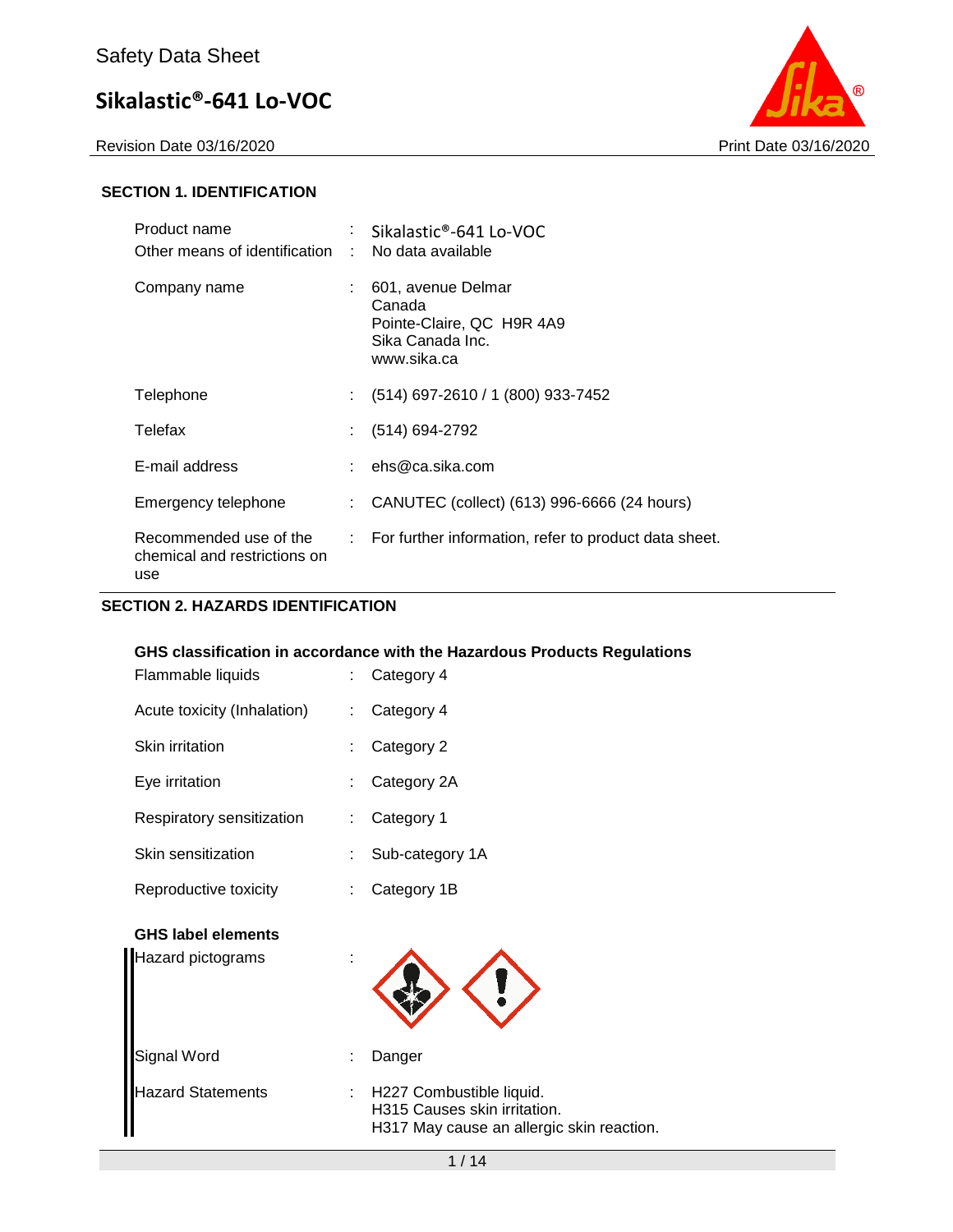Safety Data Sheet

# Sikalastic®-641 Lo-VOC

Revision Date 03/16/2020 Print Date 03/16/2020

## SECTION 1. IDENTIFICATION

| | | |
|---|---|---|
| Product name | : | Sikalastic®-641 Lo-VOC |
| Other means of identification | : | No data available |
| Company name | : | 601, avenue Delmar<br>Canada<br>Pointe-Claire, QC H9R 4A9<br>Sika Canada Inc.<br>www.sika.ca |
| Telephone | : | (514) 697-2610 / 1 (800) 933-7452 |
| Telefax | : | (514) 694-2792 |
| E-mail address | : | ehs@ca.sika.com |
| Emergency telephone | : | CANUTEC (collect) (613) 996-6666 (24 hours) |
| Recommended use of the chemical and restrictions on use | : | For further information, refer to product data sheet. |

## SECTION 2. HAZARDS IDENTIFICATION

**GHS classification in accordance with the Hazardous Products Regulations**

| | | |
|---|---|---|
| Flammable liquids | : | Category 4 |
| Acute toxicity (Inhalation) | : | Category 4 |
| Skin irritation | : | Category 2 |
| Eye irritation | : | Category 2A |
| Respiratory sensitization | : | Category 1 |
| Skin sensitization | : | Sub-category 1A |
| Reproductive toxicity | : | Category 1B |

**GHS label elements**

| | | |
|---|---|---|
| Hazard pictograms | : | |
| Signal Word | : | Danger |
| Hazard Statements | : | H227 Combustible liquid.<br>H315 Causes skin irritation.<br>H317 May cause an allergic skin reaction. |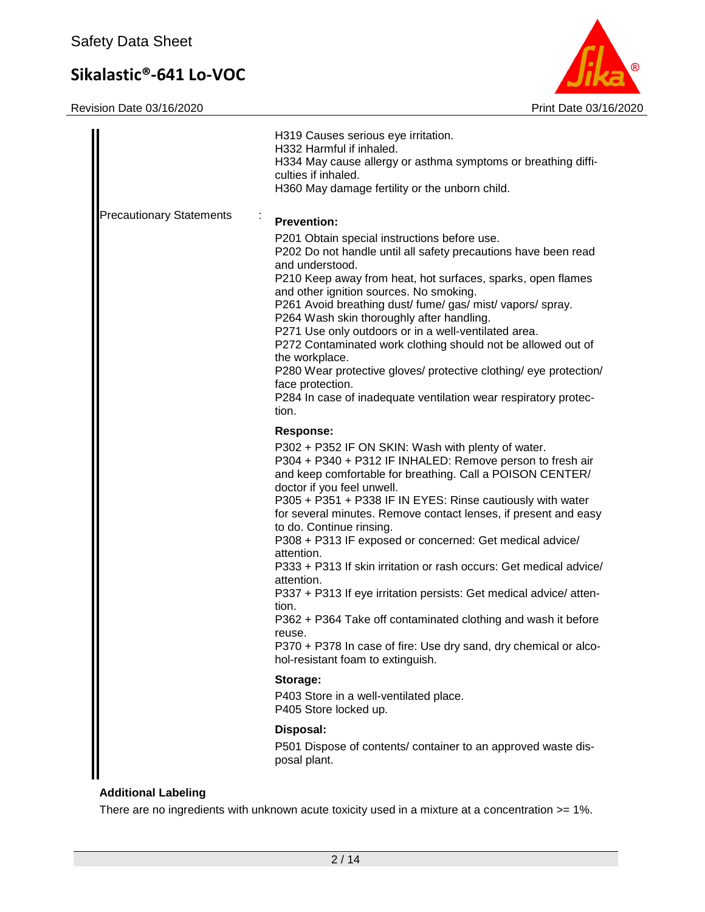H319 Causes serious eye irritation.
H332 Harmful if inhaled.
H334 May cause allergy or asthma symptoms or breathing difficulties if inhaled.
H360 May damage fertility or the unborn child.

Precautionary Statements :

**Prevention:**

P201 Obtain special instructions before use.
P202 Do not handle until all safety precautions have been read and understood.
P210 Keep away from heat, hot surfaces, sparks, open flames and other ignition sources. No smoking.
P261 Avoid breathing dust/ fume/ gas/ mist/ vapors/ spray.
P264 Wash skin thoroughly after handling.
P271 Use only outdoors or in a well-ventilated area.
P272 Contaminated work clothing should not be allowed out of the workplace.
P280 Wear protective gloves/ protective clothing/ eye protection/ face protection.
P284 In case of inadequate ventilation wear respiratory protection.

**Response:**

P302 + P352 IF ON SKIN: Wash with plenty of water.
P304 + P340 + P312 IF INHALED: Remove person to fresh air and keep comfortable for breathing. Call a POISON CENTER/ doctor if you feel unwell.
P305 + P351 + P338 IF IN EYES: Rinse cautiously with water for several minutes. Remove contact lenses, if present and easy to do. Continue rinsing.
P308 + P313 IF exposed or concerned: Get medical advice/ attention.
P333 + P313 If skin irritation or rash occurs: Get medical advice/ attention.
P337 + P313 If eye irritation persists: Get medical advice/ attention.
P362 + P364 Take off contaminated clothing and wash it before reuse.
P370 + P378 In case of fire: Use dry sand, dry chemical or alcohol-resistant foam to extinguish.

**Storage:**

P403 Store in a well-ventilated place.
P405 Store locked up.

**Disposal:**

P501 Dispose of contents/ container to an approved waste disposal plant.

**Additional Labeling**

There are no ingredients with unknown acute toxicity used in a mixture at a concentration >= 1%.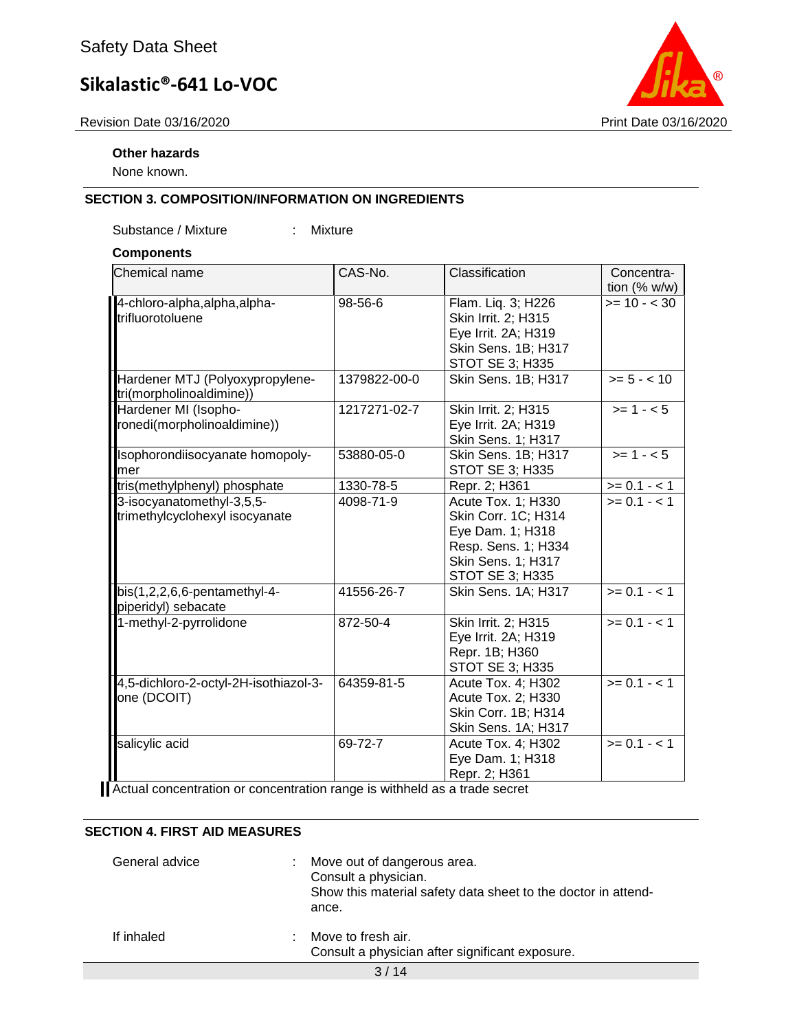**Other hazards**

None known.

## SECTION 3. COMPOSITION/INFORMATION ON INGREDIENTS

Substance / Mixture : Mixture

**Components**

| Chemical name | CAS-No. | Classification | Concentration (% w/w) |
|---|---|---|---|
| 4-chloro-alpha,alpha,alpha-trifluorotoluene | 98-56-6 | Flam. Liq. 3; H226<br>Skin Irrit. 2; H315<br>Eye Irrit. 2A; H319<br>Skin Sens. 1B; H317<br>STOT SE 3; H335 | >= 10 - < 30 |
| Hardener MTJ (Polyoxypropylene-tri(morpholinoaldimine)) | 1379822-00-0 | Skin Sens. 1B; H317 | >= 5 - < 10 |
| Hardener MI (Isophoronedi(morpholinoaldimine)) | 1217271-02-7 | Skin Irrit. 2; H315<br>Eye Irrit. 2A; H319<br>Skin Sens. 1; H317 | >= 1 - < 5 |
| Isophorondiisocyanate homopolymer | 53880-05-0 | Skin Sens. 1B; H317<br>STOT SE 3; H335 | >= 1 - < 5 |
| tris(methylphenyl) phosphate | 1330-78-5 | Repr. 2; H361 | >= 0.1 - < 1 |
| 3-isocyanatomethyl-3,5,5-trimethylcyclohexyl isocyanate | 4098-71-9 | Acute Tox. 1; H330<br>Skin Corr. 1C; H314<br>Eye Dam. 1; H318<br>Resp. Sens. 1; H334<br>Skin Sens. 1; H317<br>STOT SE 3; H335 | >= 0.1 - < 1 |
| bis(1,2,2,6,6-pentamethyl-4-piperidyl) sebacate | 41556-26-7 | Skin Sens. 1A; H317 | >= 0.1 - < 1 |
| 1-methyl-2-pyrrolidone | 872-50-4 | Skin Irrit. 2; H315<br>Eye Irrit. 2A; H319<br>Repr. 1B; H360<br>STOT SE 3; H335 | >= 0.1 - < 1 |
| 4,5-dichloro-2-octyl-2H-isothiazol-3-one (DCOIT) | 64359-81-5 | Acute Tox. 4; H302<br>Acute Tox. 2; H330<br>Skin Corr. 1B; H314<br>Skin Sens. 1A; H317 | >= 0.1 - < 1 |
| salicylic acid | 69-72-7 | Acute Tox. 4; H302<br>Eye Dam. 1; H318<br>Repr. 2; H361 | >= 0.1 - < 1 |

Actual concentration or concentration range is withheld as a trade secret

## SECTION 4. FIRST AID MEASURES

General advice : Move out of dangerous area.
Consult a physician.
Show this material safety data sheet to the doctor in attendance.

If inhaled : Move to fresh air.
Consult a physician after significant exposure.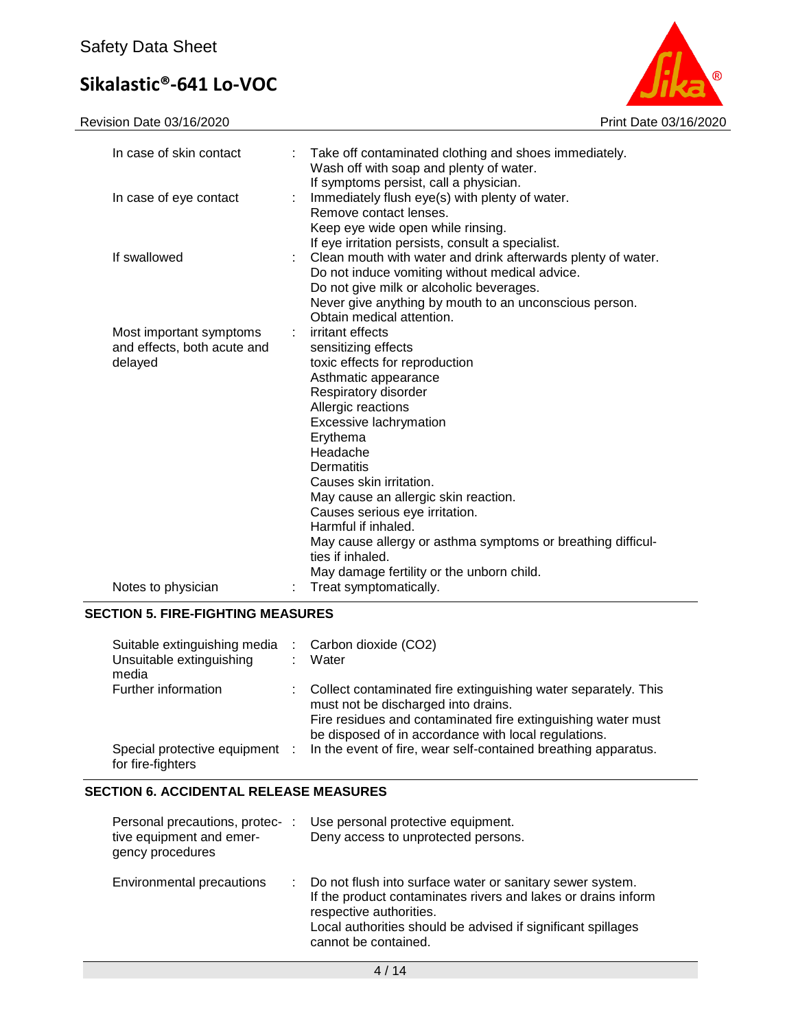| | | |
|---|---|---|
| In case of skin contact | : | Take off contaminated clothing and shoes immediately.<br>Wash off with soap and plenty of water.<br>If symptoms persist, call a physician. |
| In case of eye contact | : | Immediately flush eye(s) with plenty of water.<br>Remove contact lenses.<br>Keep eye wide open while rinsing.<br>If eye irritation persists, consult a specialist. |
| If swallowed | : | Clean mouth with water and drink afterwards plenty of water.<br>Do not induce vomiting without medical advice.<br>Do not give milk or alcoholic beverages.<br>Never give anything by mouth to an unconscious person.<br>Obtain medical attention. |
| Most important symptoms and effects, both acute and delayed | : | irritant effects<br>sensitizing effects<br>toxic effects for reproduction<br>Asthmatic appearance<br>Respiratory disorder<br>Allergic reactions<br>Excessive lachrymation<br>Erythema<br>Headache<br>Dermatitis<br>Causes skin irritation.<br>May cause an allergic skin reaction.<br>Causes serious eye irritation.<br>Harmful if inhaled.<br>May cause allergy or asthma symptoms or breathing difficulties if inhaled.<br>May damage fertility or the unborn child. |
| Notes to physician | : | Treat symptomatically. |

## SECTION 5. FIRE-FIGHTING MEASURES

| | | |
|---|---|---|
| Suitable extinguishing media | : | Carbon dioxide ($CO_2$) |
| Unsuitable extinguishing media | : | Water |
| Further information | : | Collect contaminated fire extinguishing water separately. This must not be discharged into drains.<br>Fire residues and contaminated fire extinguishing water must be disposed of in accordance with local regulations. |
| Special protective equipment for fire-fighters | : | In the event of fire, wear self-contained breathing apparatus. |

## SECTION 6. ACCIDENTAL RELEASE MEASURES

| | | |
|---|---|---|
| Personal precautions, protective equipment and emergency procedures | : | Use personal protective equipment.<br>Deny access to unprotected persons. |
| Environmental precautions | : | Do not flush into surface water or sanitary sewer system.<br>If the product contaminates rivers and lakes or drains inform respective authorities.<br>Local authorities should be advised if significant spillages cannot be contained. |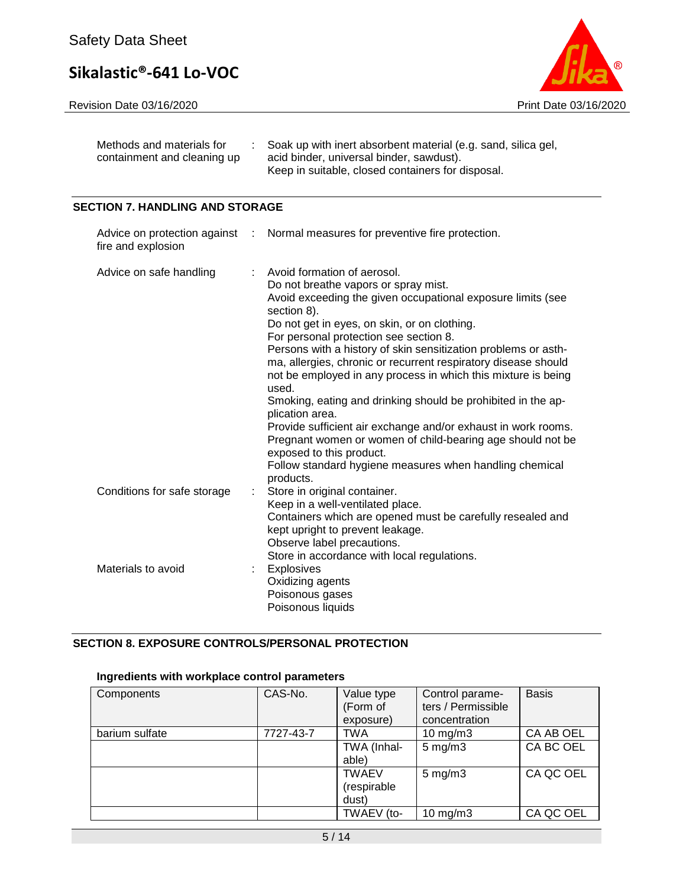Methods and materials for containment and cleaning up : Soak up with inert absorbent material (e.g. sand, silica gel, acid binder, universal binder, sawdust).
Keep in suitable, closed containers for disposal.

## SECTION 7. HANDLING AND STORAGE

Advice on protection against fire and explosion : Normal measures for preventive fire protection.

Advice on safe handling : Avoid formation of aerosol.
Do not breathe vapors or spray mist.
Avoid exceeding the given occupational exposure limits (see section 8).
Do not get in eyes, on skin, or on clothing.
For personal protection see section 8.
Persons with a history of skin sensitization problems or asthma, allergies, chronic or recurrent respiratory disease should not be employed in any process in which this mixture is being used.
Smoking, eating and drinking should be prohibited in the application area.
Provide sufficient air exchange and/or exhaust in work rooms.
Pregnant women or women of child-bearing age should not be exposed to this product.
Follow standard hygiene measures when handling chemical products.

Conditions for safe storage : Store in original container.
Keep in a well-ventilated place.
Containers which are opened must be carefully resealed and kept upright to prevent leakage.
Observe label precautions.
Store in accordance with local regulations.

Materials to avoid : Explosives
Oxidizing agents
Poisonous gases
Poisonous liquids

## SECTION 8. EXPOSURE CONTROLS/PERSONAL PROTECTION

### Ingredients with workplace control parameters

| Components | CAS-No. | Value type (Form of exposure) | Control parameters / Permissible concentration | Basis |
|---|---|---|---|---|
| barium sulfate | 7727-43-7 | TWA | 10 mg/m3 | CA AB OEL |
| | | TWA (Inhalable) | 5 mg/m3 | CA BC OEL |
| | | TWAEV (respirable dust) | 5 mg/m3 | CA QC OEL |
| | | TWAEV (to- | 10 mg/m3 | CA QC OEL |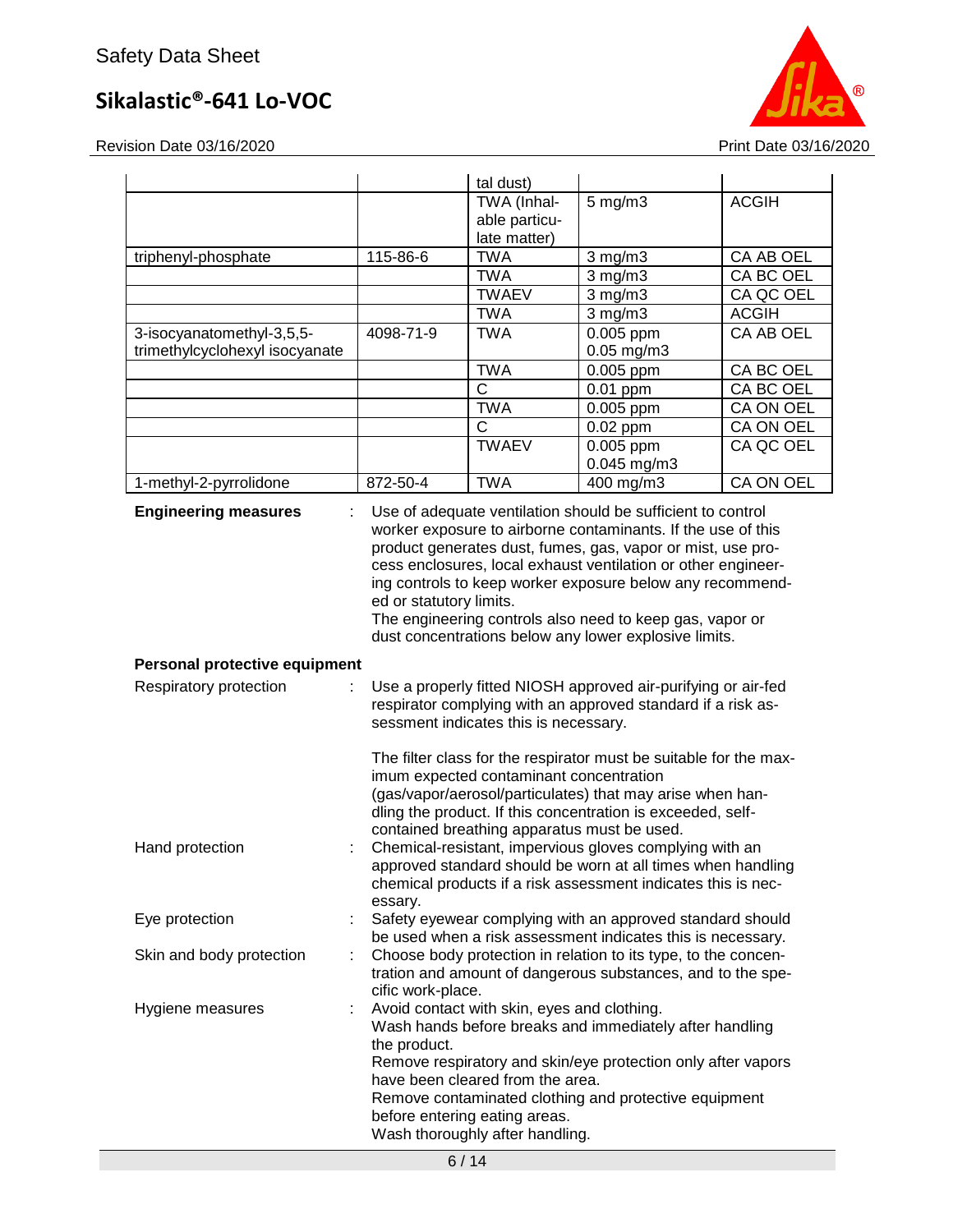| | | tal dust) | | |
|---|---|---|---|---|
| | | TWA (Inhalable particulate matter) | 5 mg/m3 | ACGIH |
| triphenyl-phosphate | 115-86-6 | TWA | 3 mg/m3 | CA AB OEL |
| | | TWA | 3 mg/m3 | CA BC OEL |
| | | TWAEV | 3 mg/m3 | CA QC OEL |
| | | TWA | 3 mg/m3 | ACGIH |
| 3-isocyanatomethyl-3,5,5-trimethylcyclohexyl isocyanate | 4098-71-9 | TWA | 0.005 ppm<br>0.05 mg/m3 | CA AB OEL |
| | | TWA | 0.005 ppm | CA BC OEL |
| | | C | 0.01 ppm | CA BC OEL |
| | | TWA | 0.005 ppm | CA ON OEL |
| | | C | 0.02 ppm | CA ON OEL |
| | | TWAEV | 0.005 ppm<br>0.045 mg/m3 | CA QC OEL |
| 1-methyl-2-pyrrolidone | 872-50-4 | TWA | 400 mg/m3 | CA ON OEL |

**Engineering measures** : Use of adequate ventilation should be sufficient to control worker exposure to airborne contaminants. If the use of this product generates dust, fumes, gas, vapor or mist, use process enclosures, local exhaust ventilation or other engineering controls to keep worker exposure below any recommended or statutory limits.
The engineering controls also need to keep gas, vapor or dust concentrations below any lower explosive limits.

**Personal protective equipment**

Respiratory protection : Use a properly fitted NIOSH approved air-purifying or air-fed respirator complying with an approved standard if a risk assessment indicates this is necessary.

The filter class for the respirator must be suitable for the maximum expected contaminant concentration (gas/vapor/aerosol/particulates) that may arise when handling the product. If this concentration is exceeded, self-contained breathing apparatus must be used.

Hand protection : Chemical-resistant, impervious gloves complying with an approved standard should be worn at all times when handling chemical products if a risk assessment indicates this is necessary.

Eye protection : Safety eyewear complying with an approved standard should be used when a risk assessment indicates this is necessary.

Skin and body protection : Choose body protection in relation to its type, to the concentration and amount of dangerous substances, and to the specific work-place.

Hygiene measures : Avoid contact with skin, eyes and clothing.
Wash hands before breaks and immediately after handling the product.
Remove respiratory and skin/eye protection only after vapors have been cleared from the area.
Remove contaminated clothing and protective equipment before entering eating areas.
Wash thoroughly after handling.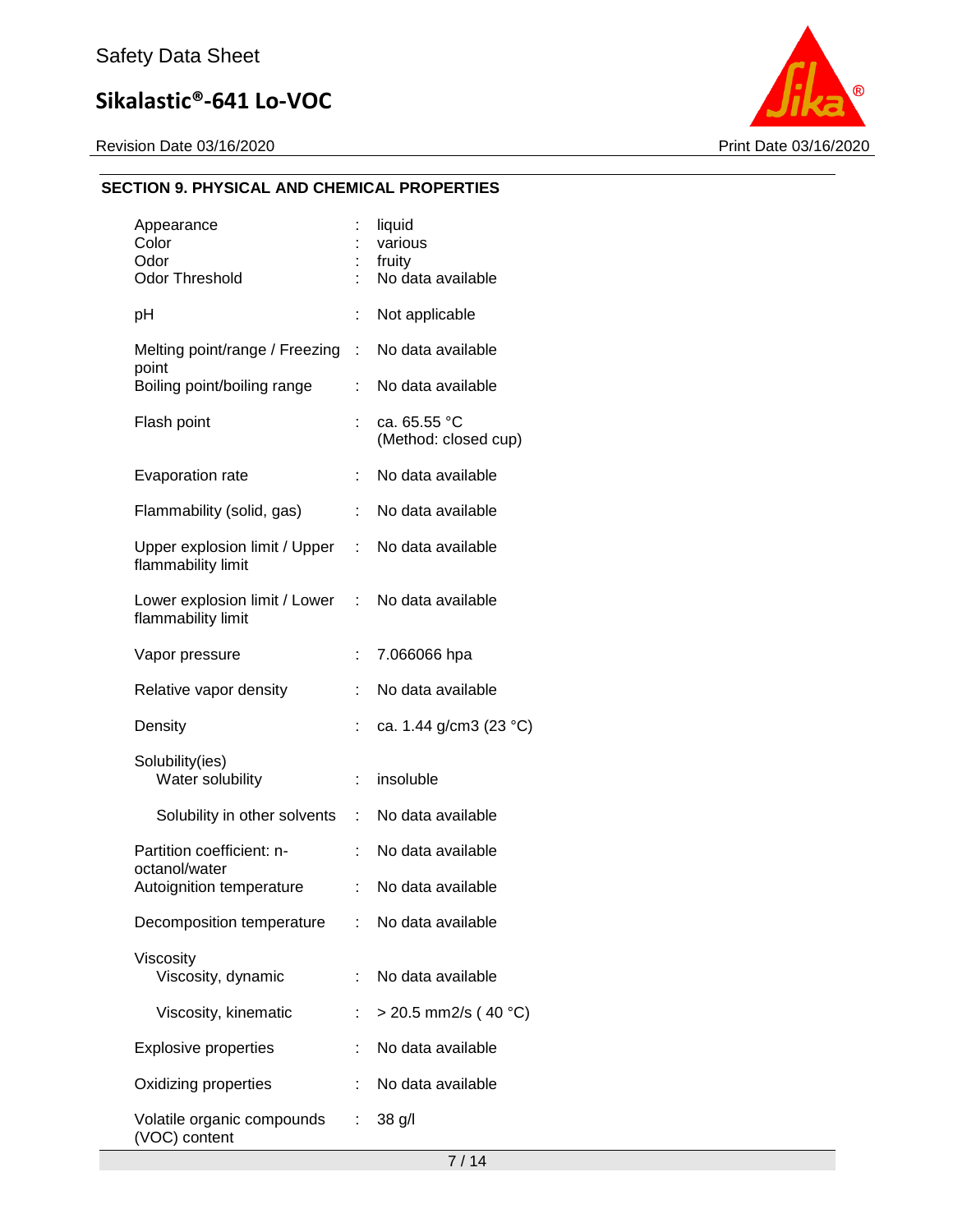## SECTION 9. PHYSICAL AND CHEMICAL PROPERTIES

| Property | | Value |
|---|---|---|
| Appearance | : | liquid |
| Color | : | various |
| Odor | : | fruity |
| Odor Threshold | : | No data available |
| pH | : | Not applicable |
| Melting point/range / Freezing point | : | No data available |
| Boiling point/boiling range | : | No data available |
| Flash point | : | ca. 65.55 °C (Method: closed cup) |
| Evaporation rate | : | No data available |
| Flammability (solid, gas) | : | No data available |
| Upper explosion limit / Upper flammability limit | : | No data available |
| Lower explosion limit / Lower flammability limit | : | No data available |
| Vapor pressure | : | 7.066066 hpa |
| Relative vapor density | : | No data available |
| Density | : | ca. 1.44 g/cm3 (23 °C) |
| Solubility(ies) | | |
| Water solubility | : | insoluble |
| Solubility in other solvents | : | No data available |
| Partition coefficient: n-octanol/water | : | No data available |
| Autoignition temperature | : | No data available |
| Decomposition temperature | : | No data available |
| Viscosity | | |
| Viscosity, dynamic | : | No data available |
| Viscosity, kinematic | : | > 20.5 mm2/s ( 40 °C) |
| Explosive properties | : | No data available |
| Oxidizing properties | : | No data available |
| Volatile organic compounds (VOC) content | : | 38 g/l |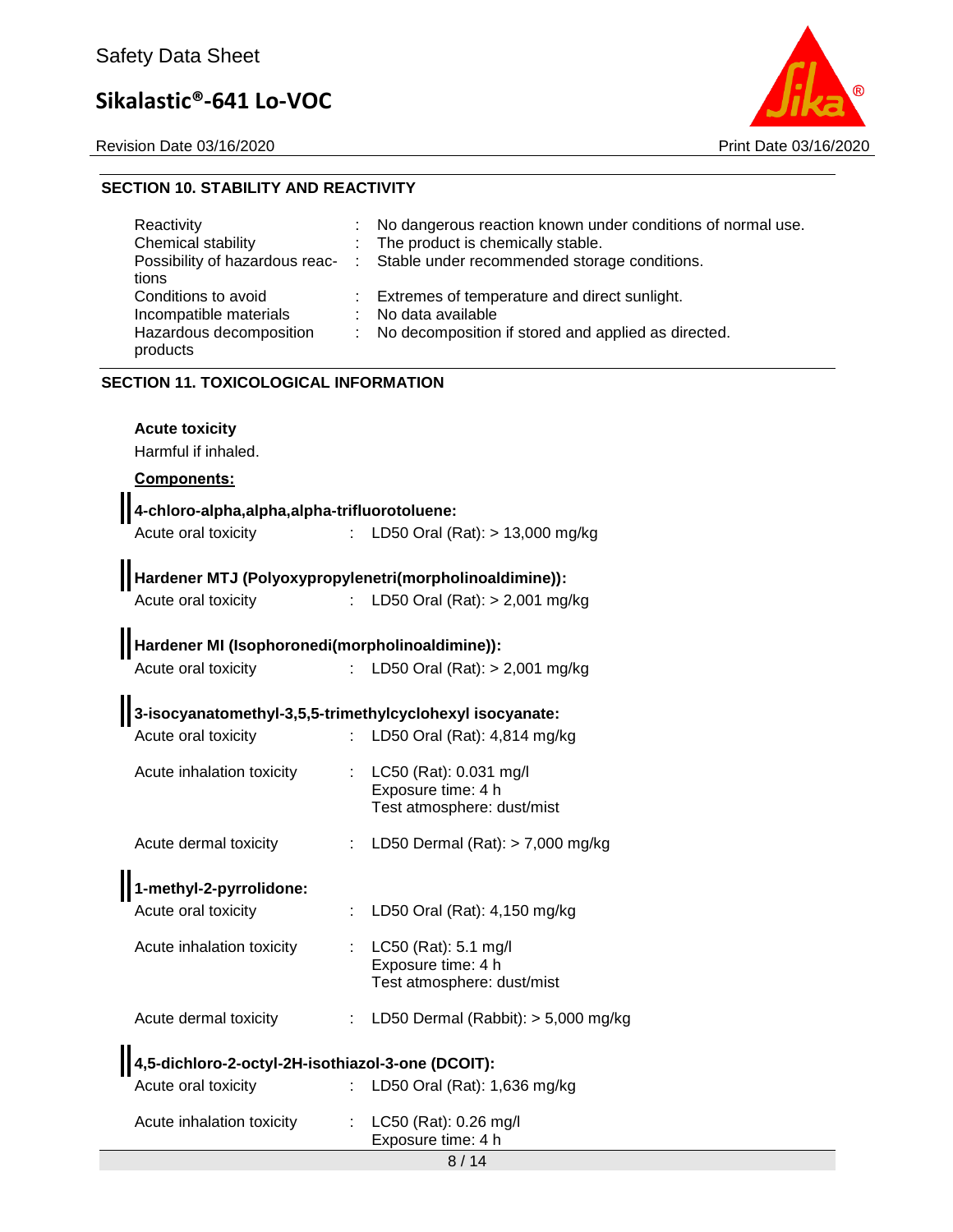## SECTION 10. STABILITY AND REACTIVITY

| | | |
|---|---|---|
| Reactivity | : | No dangerous reaction known under conditions of normal use. |
| Chemical stability | : | The product is chemically stable. |
| Possibility of hazardous reactions | : | Stable under recommended storage conditions. |
| Conditions to avoid | : | Extremes of temperature and direct sunlight. |
| Incompatible materials | : | No data available |
| Hazardous decomposition products | : | No decomposition if stored and applied as directed. |

## SECTION 11. TOXICOLOGICAL INFORMATION

**Acute toxicity**

Harmful if inhaled.

**Components:**

**4-chloro-alpha,alpha,alpha-trifluorotoluene:**

Acute oral toxicity : LD50 Oral (Rat): > 13,000 mg/kg

**Hardener MTJ (Polyoxypropylenetri(morpholinoaldimine)):**

Acute oral toxicity : LD50 Oral (Rat): > 2,001 mg/kg

**Hardener MI (Isophoronedi(morpholinoaldimine)):**

Acute oral toxicity : LD50 Oral (Rat): > 2,001 mg/kg

**3-isocyanatomethyl-3,5,5-trimethylcyclohexyl isocyanate:**

Acute oral toxicity : LD50 Oral (Rat): 4,814 mg/kg

Acute inhalation toxicity : LC50 (Rat): 0.031 mg/l
Exposure time: 4 h
Test atmosphere: dust/mist

Acute dermal toxicity : LD50 Dermal (Rat): > 7,000 mg/kg

**1-methyl-2-pyrrolidone:**

Acute oral toxicity : LD50 Oral (Rat): 4,150 mg/kg

Acute inhalation toxicity : LC50 (Rat): 5.1 mg/l
Exposure time: 4 h
Test atmosphere: dust/mist

Acute dermal toxicity : LD50 Dermal (Rabbit): > 5,000 mg/kg

**4,5-dichloro-2-octyl-2H-isothiazol-3-one (DCOIT):**

Acute oral toxicity : LD50 Oral (Rat): 1,636 mg/kg

Acute inhalation toxicity : LC50 (Rat): 0.26 mg/l
Exposure time: 4 h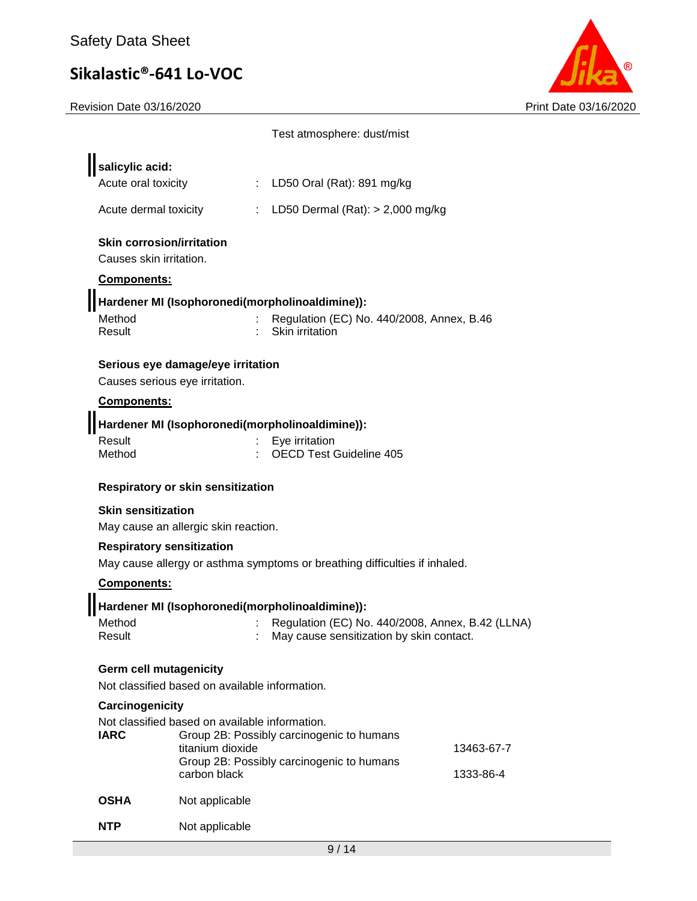Test atmosphere: dust/mist

**salicylic acid:**

Acute oral toxicity : LD50 Oral (Rat): 891 mg/kg

Acute dermal toxicity : LD50 Dermal (Rat): > 2,000 mg/kg

**Skin corrosion/irritation**

Causes skin irritation.

**Components:**

**Hardener MI (Isophoronedi(morpholinoaldimine)):**

Method : Regulation (EC) No. 440/2008, Annex, B.46
Result : Skin irritation

**Serious eye damage/eye irritation**

Causes serious eye irritation.

**Components:**

**Hardener MI (Isophoronedi(morpholinoaldimine)):**

Result : Eye irritation
Method : OECD Test Guideline 405

**Respiratory or skin sensitization**

**Skin sensitization**

May cause an allergic skin reaction.

**Respiratory sensitization**

May cause allergy or asthma symptoms or breathing difficulties if inhaled.

**Components:**

**Hardener MI (Isophoronedi(morpholinoaldimine)):**

Method : Regulation (EC) No. 440/2008, Annex, B.42 (LLNA)
Result : May cause sensitization by skin contact.

**Germ cell mutagenicity**

Not classified based on available information.

**Carcinogenicity**

Not classified based on available information.

| | | |
|---|---|---|
| **IARC** | Group 2B: Possibly carcinogenic to humans<br>titanium dioxide | 13463-67-7 |
| | Group 2B: Possibly carcinogenic to humans<br>carbon black | 1333-86-4 |
| **OSHA** | Not applicable | |
| **NTP** | Not applicable | |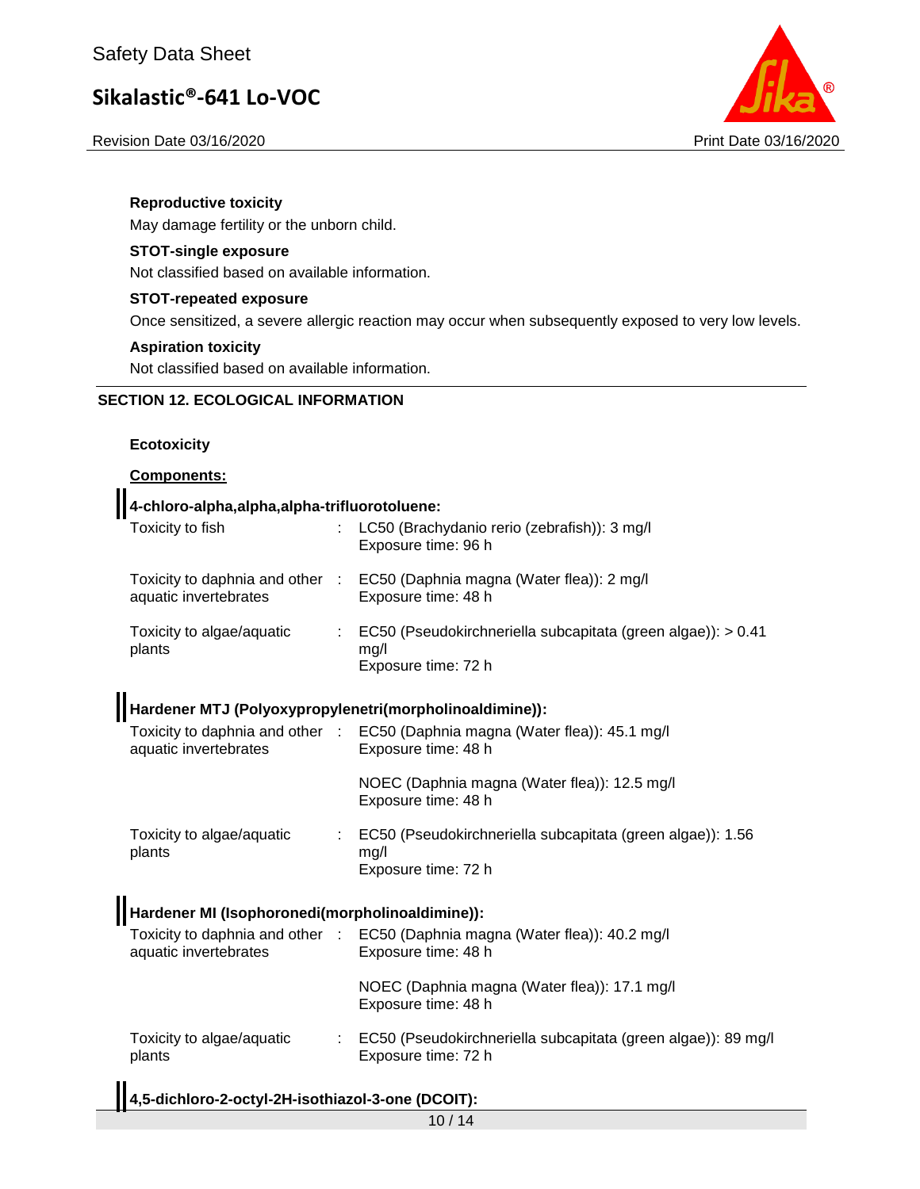### Reproductive toxicity

May damage fertility or the unborn child.

### STOT-single exposure

Not classified based on available information.

### STOT-repeated exposure

Once sensitized, a severe allergic reaction may occur when subsequently exposed to very low levels.

### Aspiration toxicity

Not classified based on available information.

## SECTION 12. ECOLOGICAL INFORMATION

### Ecotoxicity

**Components:**

**4-chloro-alpha,alpha,alpha-trifluorotoluene:**

| | | |
|---|---|---|
| Toxicity to fish | : | LC50 (Brachydanio rerio (zebrafish)): 3 mg/l<br>Exposure time: 96 h |
| Toxicity to daphnia and other aquatic invertebrates | : | EC50 (Daphnia magna (Water flea)): 2 mg/l<br>Exposure time: 48 h |
| Toxicity to algae/aquatic plants | : | EC50 (Pseudokirchneriella subcapitata (green algae)): > 0.41 mg/l<br>Exposure time: 72 h |

**Hardener MTJ (Polyoxypropylenetri(morpholinoaldimine)):**

| | | |
|---|---|---|
| Toxicity to daphnia and other aquatic invertebrates | : | EC50 (Daphnia magna (Water flea)): 45.1 mg/l<br>Exposure time: 48 h<br><br>NOEC (Daphnia magna (Water flea)): 12.5 mg/l<br>Exposure time: 48 h |
| Toxicity to algae/aquatic plants | : | EC50 (Pseudokirchneriella subcapitata (green algae)): 1.56 mg/l<br>Exposure time: 72 h |

**Hardener MI (Isophoronedi(morpholinoaldimine)):**

| | | |
|---|---|---|
| Toxicity to daphnia and other aquatic invertebrates | : | EC50 (Daphnia magna (Water flea)): 40.2 mg/l<br>Exposure time: 48 h<br><br>NOEC (Daphnia magna (Water flea)): 17.1 mg/l<br>Exposure time: 48 h |
| Toxicity to algae/aquatic plants | : | EC50 (Pseudokirchneriella subcapitata (green algae)): 89 mg/l<br>Exposure time: 72 h |

**4,5-dichloro-2-octyl-2H-isothiazol-3-one (DCOIT):**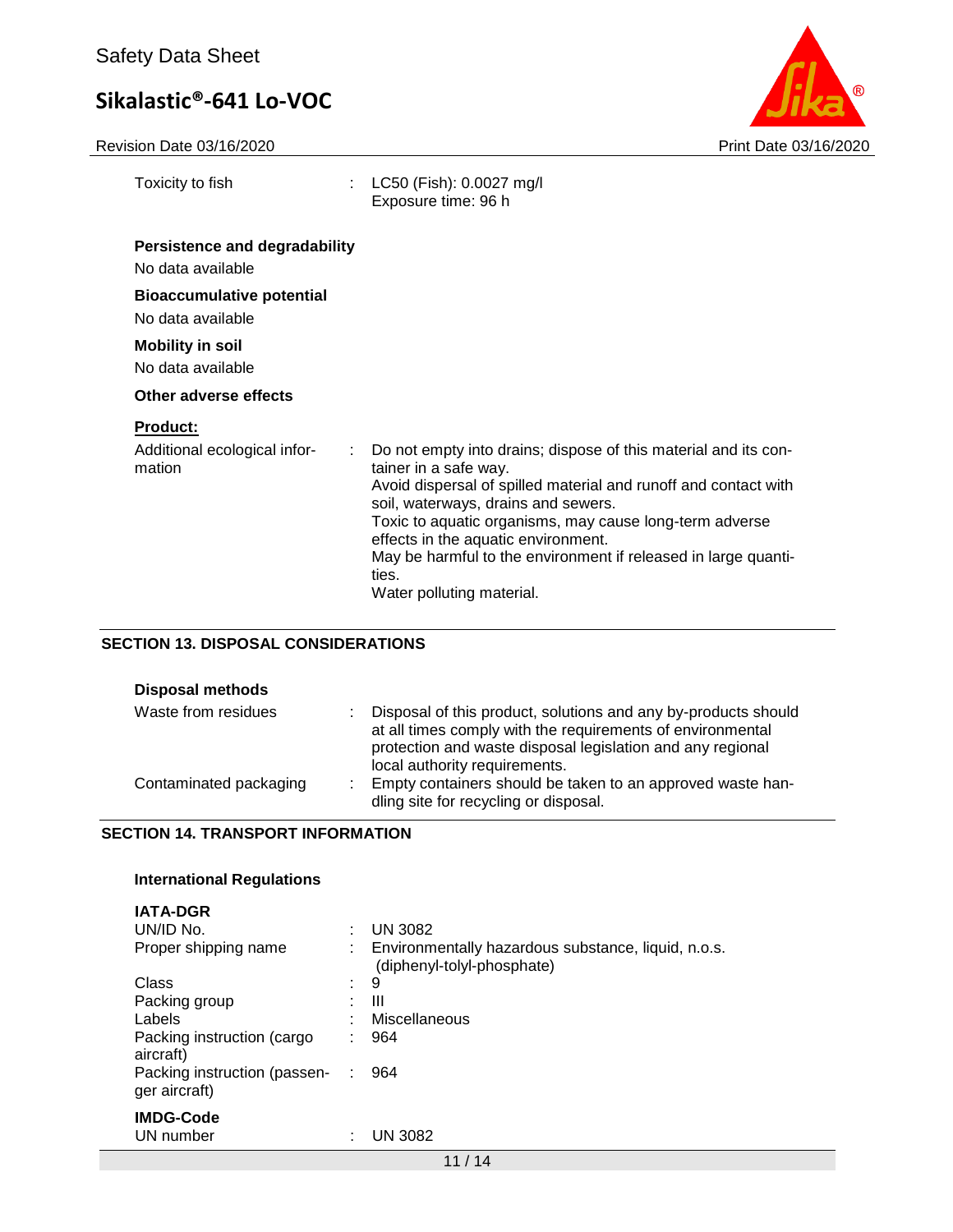Toxicity to fish : LC50 (Fish): 0.0027 mg/l
Exposure time: 96 h

**Persistence and degradability**

No data available

**Bioaccumulative potential**

No data available

**Mobility in soil**

No data available

**Other adverse effects**

**Product:**

Additional ecological information : Do not empty into drains; dispose of this material and its container in a safe way.
Avoid dispersal of spilled material and runoff and contact with soil, waterways, drains and sewers.
Toxic to aquatic organisms, may cause long-term adverse effects in the aquatic environment.
May be harmful to the environment if released in large quantities.
Water polluting material.

## SECTION 13. DISPOSAL CONSIDERATIONS

**Disposal methods**

Waste from residues : Disposal of this product, solutions and any by-products should at all times comply with the requirements of environmental protection and waste disposal legislation and any regional local authority requirements.

Contaminated packaging : Empty containers should be taken to an approved waste handling site for recycling or disposal.

## SECTION 14. TRANSPORT INFORMATION

**International Regulations**

**IATA-DGR**

UN/ID No. : UN 3082
Proper shipping name : Environmentally hazardous substance, liquid, n.o.s. (diphenyl-tolyl-phosphate)
Class : 9
Packing group : III
Labels : Miscellaneous
Packing instruction (cargo aircraft) : 964
Packing instruction (passenger aircraft) : 964

**IMDG-Code**

UN number : UN 3082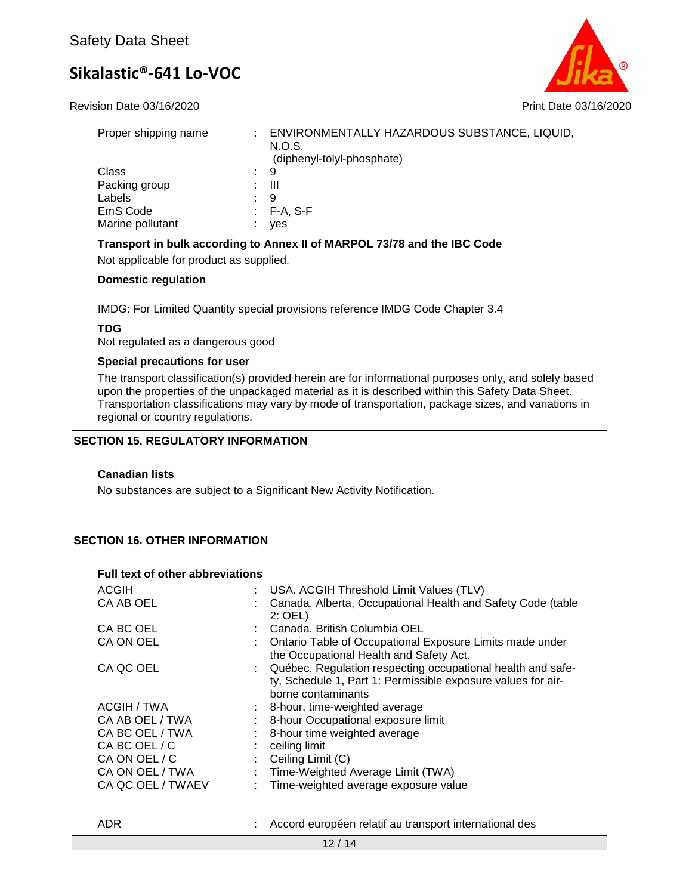| | | |
|---|---|---|
| Proper shipping name | : | ENVIRONMENTALLY HAZARDOUS SUBSTANCE, LIQUID, N.O.S. (diphenyl-tolyl-phosphate) |
| Class | : | 9 |
| Packing group | : | III |
| Labels | : | 9 |
| EmS Code | : | F-A, S-F |
| Marine pollutant | : | yes |

**Transport in bulk according to Annex II of MARPOL 73/78 and the IBC Code**

Not applicable for product as supplied.

**Domestic regulation**

IMDG: For Limited Quantity special provisions reference IMDG Code Chapter 3.4

**TDG**

Not regulated as a dangerous good

**Special precautions for user**

The transport classification(s) provided herein are for informational purposes only, and solely based upon the properties of the unpackaged material as it is described within this Safety Data Sheet. Transportation classifications may vary by mode of transportation, package sizes, and variations in regional or country regulations.

## SECTION 15. REGULATORY INFORMATION

**Canadian lists**

No substances are subject to a Significant New Activity Notification.

## SECTION 16. OTHER INFORMATION

**Full text of other abbreviations**

| | | |
|---|---|---|
| ACGIH | : | USA. ACGIH Threshold Limit Values (TLV) |
| CA AB OEL | : | Canada. Alberta, Occupational Health and Safety Code (table 2: OEL) |
| CA BC OEL | : | Canada. British Columbia OEL |
| CA ON OEL | : | Ontario Table of Occupational Exposure Limits made under the Occupational Health and Safety Act. |
| CA QC OEL | : | Québec. Regulation respecting occupational health and safety, Schedule 1, Part 1: Permissible exposure values for airborne contaminants |
| ACGIH / TWA | : | 8-hour, time-weighted average |
| CA AB OEL / TWA | : | 8-hour Occupational exposure limit |
| CA BC OEL / TWA | : | 8-hour time weighted average |
| CA BC OEL / C | : | ceiling limit |
| CA ON OEL / C | : | Ceiling Limit (C) |
| CA ON OEL / TWA | : | Time-Weighted Average Limit (TWA) |
| CA QC OEL / TWAEV | : | Time-weighted average exposure value |

| | | |
|---|---|---|
| ADR | : | Accord européen relatif au transport international des |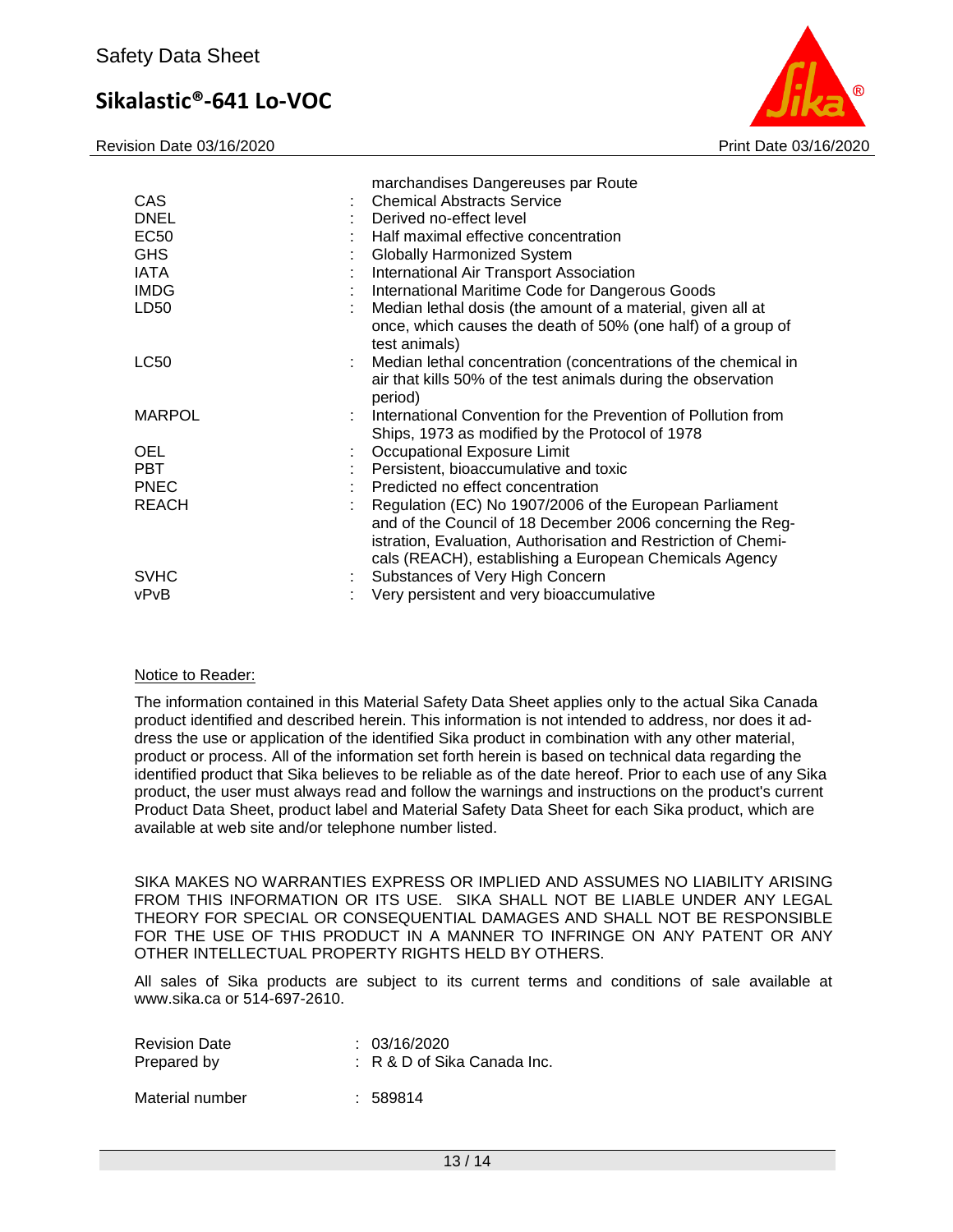marchandises Dangereuses par Route

| | | |
|---|---|---|
| CAS | : | Chemical Abstracts Service |
| DNEL | : | Derived no-effect level |
| EC50 | : | Half maximal effective concentration |
| GHS | : | Globally Harmonized System |
| IATA | : | International Air Transport Association |
| IMDG | : | International Maritime Code for Dangerous Goods |
| LD50 | : | Median lethal dosis (the amount of a material, given all at once, which causes the death of 50% (one half) of a group of test animals) |
| LC50 | : | Median lethal concentration (concentrations of the chemical in air that kills 50% of the test animals during the observation period) |
| MARPOL | : | International Convention for the Prevention of Pollution from Ships, 1973 as modified by the Protocol of 1978 |
| OEL | : | Occupational Exposure Limit |
| PBT | : | Persistent, bioaccumulative and toxic |
| PNEC | : | Predicted no effect concentration |
| REACH | : | Regulation (EC) No 1907/2006 of the European Parliament and of the Council of 18 December 2006 concerning the Registration, Evaluation, Authorisation and Restriction of Chemicals (REACH), establishing a European Chemicals Agency |
| SVHC | : | Substances of Very High Concern |
| vPvB | : | Very persistent and very bioaccumulative |

Notice to Reader:

The information contained in this Material Safety Data Sheet applies only to the actual Sika Canada product identified and described herein. This information is not intended to address, nor does it address the use or application of the identified Sika product in combination with any other material, product or process. All of the information set forth herein is based on technical data regarding the identified product that Sika believes to be reliable as of the date hereof. Prior to each use of any Sika product, the user must always read and follow the warnings and instructions on the product's current Product Data Sheet, product label and Material Safety Data Sheet for each Sika product, which are available at web site and/or telephone number listed.

SIKA MAKES NO WARRANTIES EXPRESS OR IMPLIED AND ASSUMES NO LIABILITY ARISING FROM THIS INFORMATION OR ITS USE. SIKA SHALL NOT BE LIABLE UNDER ANY LEGAL THEORY FOR SPECIAL OR CONSEQUENTIAL DAMAGES AND SHALL NOT BE RESPONSIBLE FOR THE USE OF THIS PRODUCT IN A MANNER TO INFRINGE ON ANY PATENT OR ANY OTHER INTELLECTUAL PROPERTY RIGHTS HELD BY OTHERS.

All sales of Sika products are subject to its current terms and conditions of sale available at www.sika.ca or 514-697-2610.

| | | |
|---|---|---|
| Revision Date | : | 03/16/2020 |
| Prepared by | : | R & D of Sika Canada Inc. |
| Material number | : | 589814 |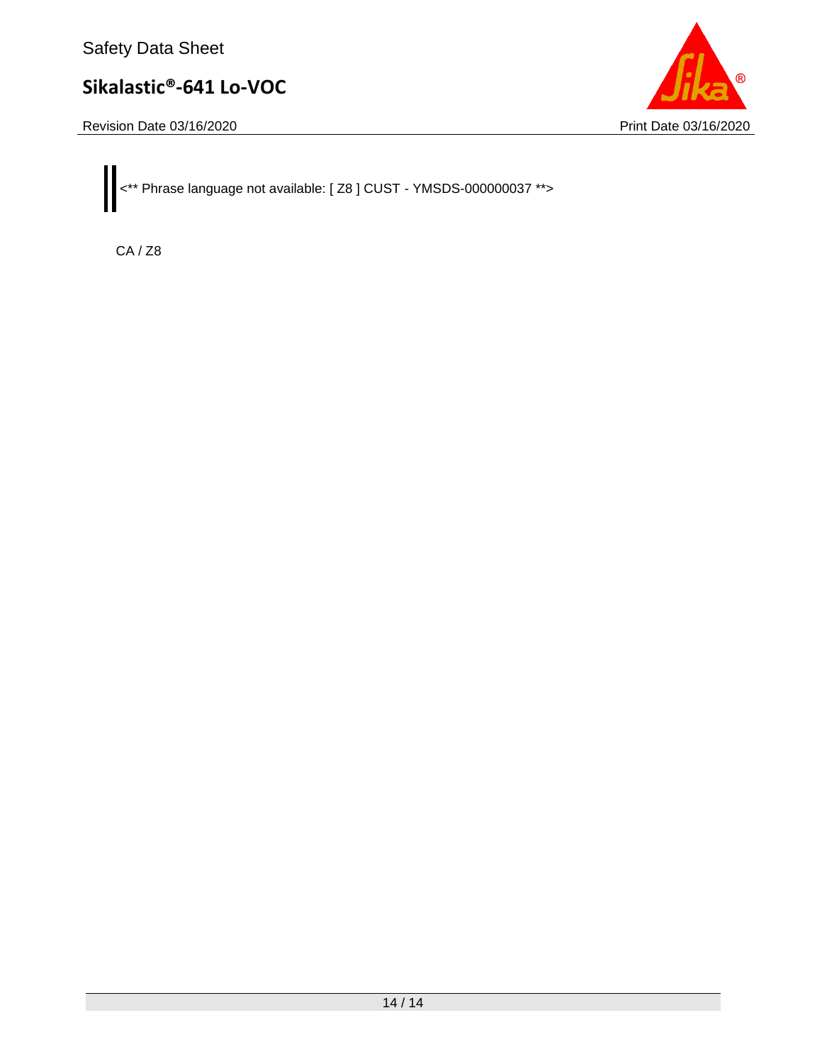<** Phrase language not available: [ Z8 ] CUST - YMSDS-000000037 **>

CA / Z8